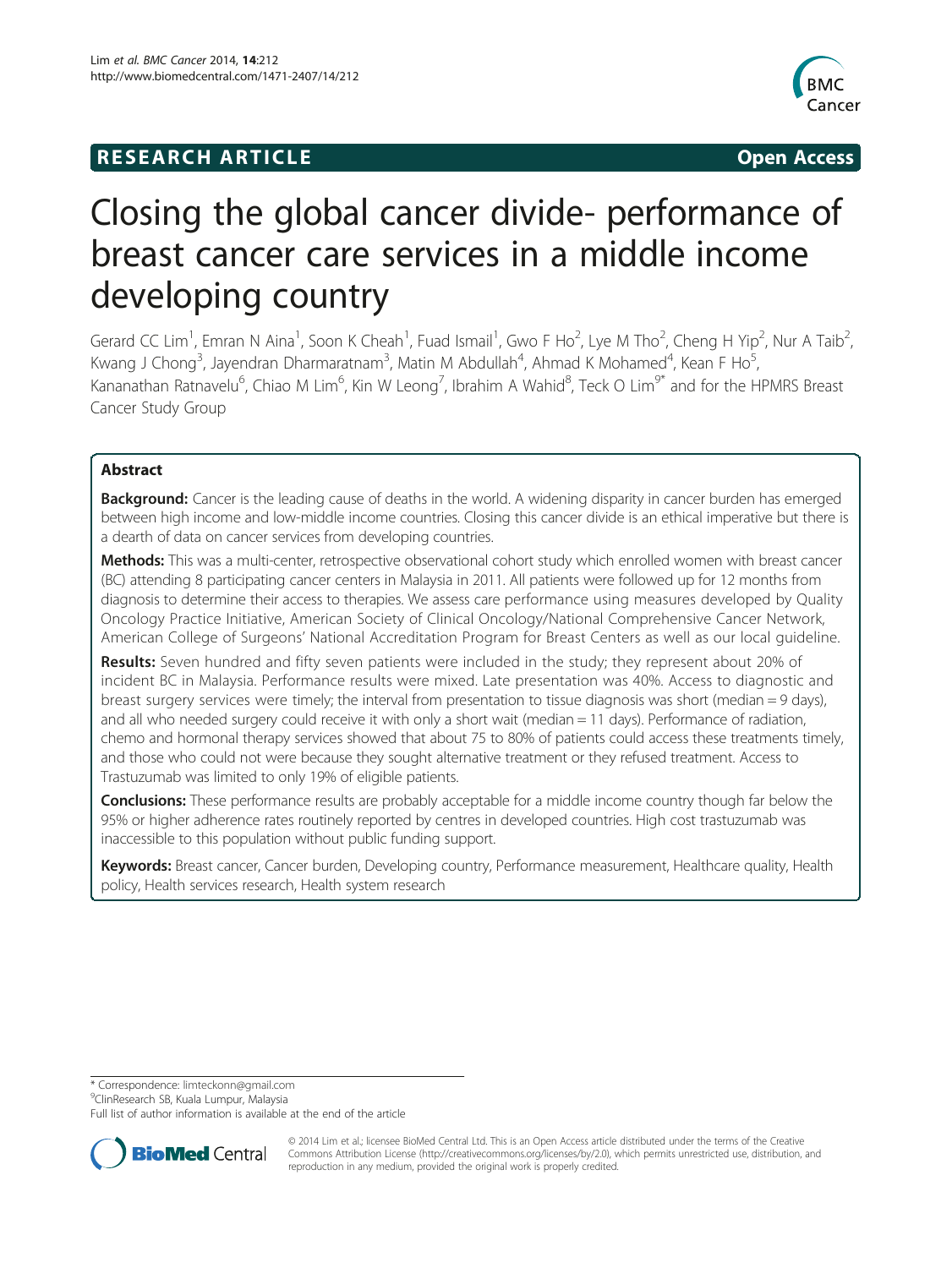**RESEARCH ARTICLE** **Open Access**

# Closing the global cancer divide- performance of breast cancer care services in a middle income developing country

Gerard CC Lim[1], Emran N Aina[1], Soon K Cheah[1], Fuad Ismail[1], Gwo F Ho[2], Lye M Tho[2], Cheng H Yip[2], Nur A Taib[2], Kwang J Chong[3], Jayendran Dharmaratnam[3], Matin M Abdullah[4], Ahmad K Mohamed[4], Kean F Ho[5], Kananathan Ratnavelu[6], Chiao M Lim[6], Kin W Leong[7], Ibrahim A Wahid[8], Teck O Lim[9*] and for the HPMRS Breast Cancer Study Group

## Abstract

**Background:** Cancer is the leading cause of deaths in the world. A widening disparity in cancer burden has emerged between high income and low-middle income countries. Closing this cancer divide is an ethical imperative but there is a dearth of data on cancer services from developing countries.

**Methods:** This was a multi-center, retrospective observational cohort study which enrolled women with breast cancer (BC) attending 8 participating cancer centers in Malaysia in 2011. All patients were followed up for 12 months from diagnosis to determine their access to therapies. We assess care performance using measures developed by Quality Oncology Practice Initiative, American Society of Clinical Oncology/National Comprehensive Cancer Network, American College of Surgeons' National Accreditation Program for Breast Centers as well as our local guideline.

**Results:** Seven hundred and fifty seven patients were included in the study; they represent about 20% of incident BC in Malaysia. Performance results were mixed. Late presentation was 40%. Access to diagnostic and breast surgery services were timely; the interval from presentation to tissue diagnosis was short (median = 9 days), and all who needed surgery could receive it with only a short wait (median = 11 days). Performance of radiation, chemo and hormonal therapy services showed that about 75 to 80% of patients could access these treatments timely, and those who could not were because they sought alternative treatment or they refused treatment. Access to Trastuzumab was limited to only 19% of eligible patients.

**Conclusions:** These performance results are probably acceptable for a middle income country though far below the 95% or higher adherence rates routinely reported by centres in developed countries. High cost trastuzumab was inaccessible to this population without public funding support.

**Keywords:** Breast cancer, Cancer burden, Developing country, Performance measurement, Healthcare quality, Health policy, Health services research, Health system research

---

* Correspondence: limteckonn@gmail.com
[9]ClinResearch SB, Kuala Lumpur, Malaysia
Full list of author information is available at the end of the article

© 2014 Lim et al.; licensee BioMed Central Ltd. This is an Open Access article distributed under the terms of the Creative Commons Attribution License (http://creativecommons.org/licenses/by/2.0), which permits unrestricted use, distribution, and reproduction in any medium, provided the original work is properly credited.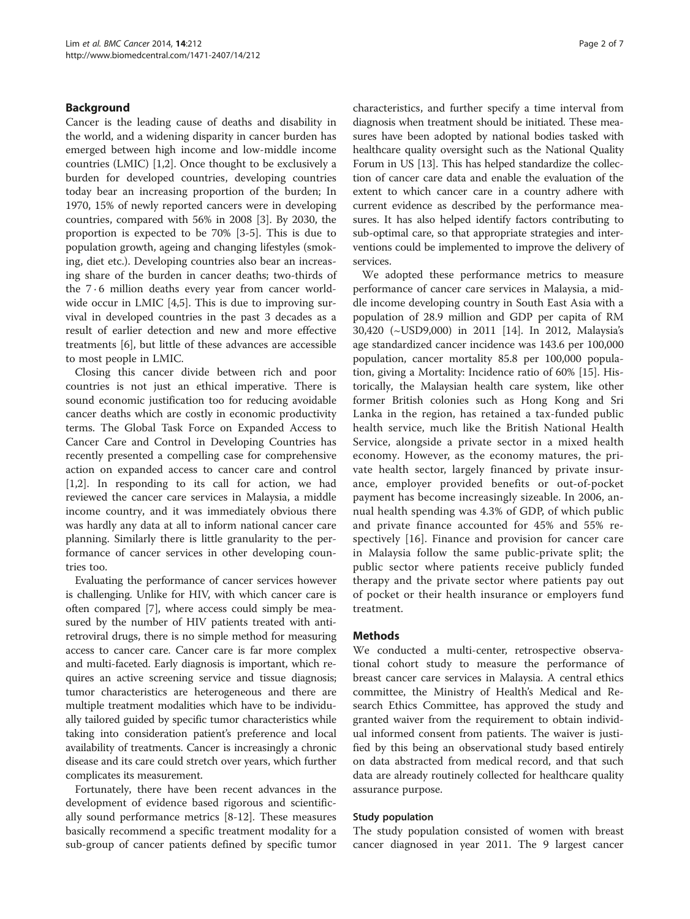## Background

Cancer is the leading cause of deaths and disability in the world, and a widening disparity in cancer burden has emerged between high income and low-middle income countries (LMIC) [1,2]. Once thought to be exclusively a burden for developed countries, developing countries today bear an increasing proportion of the burden; In 1970, 15% of newly reported cancers were in developing countries, compared with 56% in 2008 [3]. By 2030, the proportion is expected to be 70% [3-5]. This is due to population growth, ageing and changing lifestyles (smoking, diet etc.). Developing countries also bear an increasing share of the burden in cancer deaths; two-thirds of the 7·6 million deaths every year from cancer worldwide occur in LMIC [4,5]. This is due to improving survival in developed countries in the past 3 decades as a result of earlier detection and new and more effective treatments [6], but little of these advances are accessible to most people in LMIC.

Closing this cancer divide between rich and poor countries is not just an ethical imperative. There is sound economic justification too for reducing avoidable cancer deaths which are costly in economic productivity terms. The Global Task Force on Expanded Access to Cancer Care and Control in Developing Countries has recently presented a compelling case for comprehensive action on expanded access to cancer care and control [1,2]. In responding to its call for action, we had reviewed the cancer care services in Malaysia, a middle income country, and it was immediately obvious there was hardly any data at all to inform national cancer care planning. Similarly there is little granularity to the performance of cancer services in other developing countries too.

Evaluating the performance of cancer services however is challenging. Unlike for HIV, with which cancer care is often compared [7], where access could simply be measured by the number of HIV patients treated with anti-retroviral drugs, there is no simple method for measuring access to cancer care. Cancer care is far more complex and multi-faceted. Early diagnosis is important, which requires an active screening service and tissue diagnosis; tumor characteristics are heterogeneous and there are multiple treatment modalities which have to be individually tailored guided by specific tumor characteristics while taking into consideration patient's preference and local availability of treatments. Cancer is increasingly a chronic disease and its care could stretch over years, which further complicates its measurement.

Fortunately, there have been recent advances in the development of evidence based rigorous and scientifically sound performance metrics [8-12]. These measures basically recommend a specific treatment modality for a sub-group of cancer patients defined by specific tumor characteristics, and further specify a time interval from diagnosis when treatment should be initiated. These measures have been adopted by national bodies tasked with healthcare quality oversight such as the National Quality Forum in US [13]. This has helped standardize the collection of cancer care data and enable the evaluation of the extent to which cancer care in a country adhere with current evidence as described by the performance measures. It has also helped identify factors contributing to sub-optimal care, so that appropriate strategies and interventions could be implemented to improve the delivery of services.

We adopted these performance metrics to measure performance of cancer care services in Malaysia, a middle income developing country in South East Asia with a population of 28.9 million and GDP per capita of RM 30,420 (~USD9,000) in 2011 [14]. In 2012, Malaysia's age standardized cancer incidence was 143.6 per 100,000 population, cancer mortality 85.8 per 100,000 population, giving a Mortality: Incidence ratio of 60% [15]. Historically, the Malaysian health care system, like other former British colonies such as Hong Kong and Sri Lanka in the region, has retained a tax-funded public health service, much like the British National Health Service, alongside a private sector in a mixed health economy. However, as the economy matures, the private health sector, largely financed by private insurance, employer provided benefits or out-of-pocket payment has become increasingly sizeable. In 2006, annual health spending was 4.3% of GDP, of which public and private finance accounted for 45% and 55% respectively [16]. Finance and provision for cancer care in Malaysia follow the same public-private split; the public sector where patients receive publicly funded therapy and the private sector where patients pay out of pocket or their health insurance or employers fund treatment.

## Methods

We conducted a multi-center, retrospective observational cohort study to measure the performance of breast cancer care services in Malaysia. A central ethics committee, the Ministry of Health's Medical and Research Ethics Committee, has approved the study and granted waiver from the requirement to obtain individual informed consent from patients. The waiver is justified by this being an observational study based entirely on data abstracted from medical record, and that such data are already routinely collected for healthcare quality assurance purpose.

### Study population

The study population consisted of women with breast cancer diagnosed in year 2011. The 9 largest cancer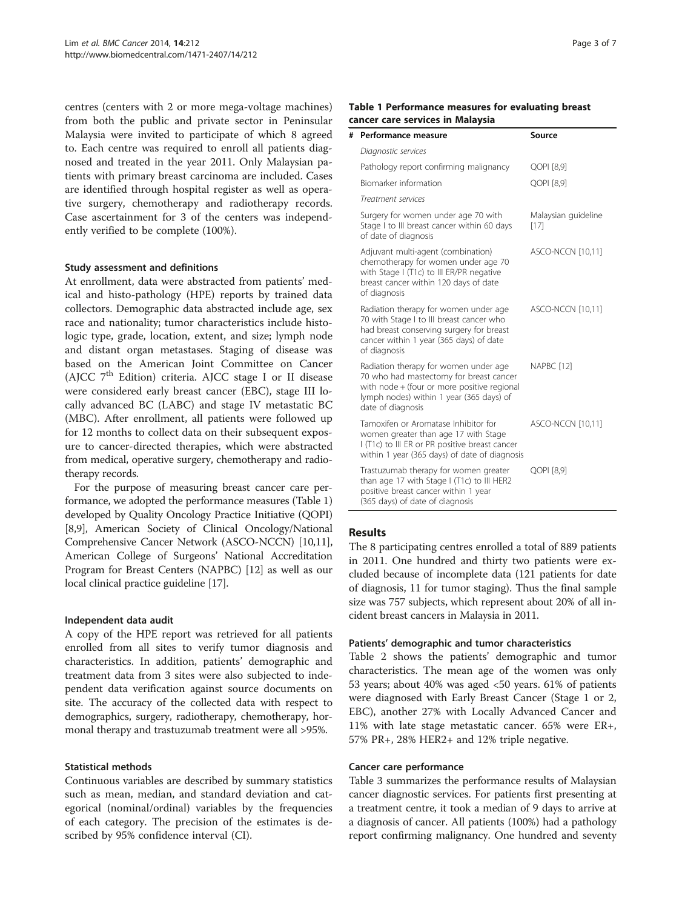centres (centers with 2 or more mega-voltage machines) from both the public and private sector in Peninsular Malaysia were invited to participate of which 8 agreed to. Each centre was required to enroll all patients diagnosed and treated in the year 2011. Only Malaysian patients with primary breast carcinoma are included. Cases are identified through hospital register as well as operative surgery, chemotherapy and radiotherapy records. Case ascertainment for 3 of the centers was independently verified to be complete (100%).

### Study assessment and definitions

At enrollment, data were abstracted from patients' medical and histo-pathology (HPE) reports by trained data collectors. Demographic data abstracted include age, sex race and nationality; tumor characteristics include histologic type, grade, location, extent, and size; lymph node and distant organ metastases. Staging of disease was based on the American Joint Committee on Cancer (AJCC 7$^{th}$ Edition) criteria. AJCC stage I or II disease were considered early breast cancer (EBC), stage III locally advanced BC (LABC) and stage IV metastatic BC (MBC). After enrollment, all patients were followed up for 12 months to collect data on their subsequent exposure to cancer-directed therapies, which were abstracted from medical, operative surgery, chemotherapy and radiotherapy records.

For the purpose of measuring breast cancer care performance, we adopted the performance measures (Table 1) developed by Quality Oncology Practice Initiative (QOPI) [8,9], American Society of Clinical Oncology/National Comprehensive Cancer Network (ASCO-NCCN) [10,11], American College of Surgeons' National Accreditation Program for Breast Centers (NAPBC) [12] as well as our local clinical practice guideline [17].

### Independent data audit

A copy of the HPE report was retrieved for all patients enrolled from all sites to verify tumor diagnosis and characteristics. In addition, patients' demographic and treatment data from 3 sites were also subjected to independent data verification against source documents on site. The accuracy of the collected data with respect to demographics, surgery, radiotherapy, chemotherapy, hormonal therapy and trastuzumab treatment were all >95%.

### Statistical methods

Continuous variables are described by summary statistics such as mean, median, and standard deviation and categorical (nominal/ordinal) variables by the frequencies of each category. The precision of the estimates is described by 95% confidence interval (CI).

**Table 1 Performance measures for evaluating breast cancer care services in Malaysia**

| # | Performance measure | Source |
|---|---|---|
| | *Diagnostic services* | |
| | Pathology report confirming malignancy | QOPI [8,9] |
| | Biomarker information | QOPI [8,9] |
| | *Treatment services* | |
| | Surgery for women under age 70 with Stage I to III breast cancer within 60 days of date of diagnosis | Malaysian guideline [17] |
| | Adjuvant multi-agent (combination) chemotherapy for women under age 70 with Stage I (T1c) to III ER/PR negative breast cancer within 120 days of date of diagnosis | ASCO-NCCN [10,11] |
| | Radiation therapy for women under age 70 with Stage I to III breast cancer who had breast conserving surgery for breast cancer within 1 year (365 days) of date of diagnosis | ASCO-NCCN [10,11] |
| | Radiation therapy for women under age 70 who had mastectomy for breast cancer with node + (four or more positive regional lymph nodes) within 1 year (365 days) of date of diagnosis | NAPBC [12] |
| | Tamoxifen or Aromatase Inhibitor for women greater than age 17 with Stage I (T1c) to III ER or PR positive breast cancer within 1 year (365 days) of date of diagnosis | ASCO-NCCN [10,11] |
| | Trastuzumab therapy for women greater than age 17 with Stage I (T1c) to III HER2 positive breast cancer within 1 year (365 days) of date of diagnosis | QOPI [8,9] |

## Results

The 8 participating centres enrolled a total of 889 patients in 2011. One hundred and thirty two patients were excluded because of incomplete data (121 patients for date of diagnosis, 11 for tumor staging). Thus the final sample size was 757 subjects, which represent about 20% of all incident breast cancers in Malaysia in 2011.

### Patients' demographic and tumor characteristics

Table 2 shows the patients' demographic and tumor characteristics. The mean age of the women was only 53 years; about 40% was aged <50 years. 61% of patients were diagnosed with Early Breast Cancer (Stage 1 or 2, EBC), another 27% with Locally Advanced Cancer and 11% with late stage metastatic cancer. 65% were ER+, 57% PR+, 28% HER2+ and 12% triple negative.

### Cancer care performance

Table 3 summarizes the performance results of Malaysian cancer diagnostic services. For patients first presenting at a treatment centre, it took a median of 9 days to arrive at a diagnosis of cancer. All patients (100%) had a pathology report confirming malignancy. One hundred and seventy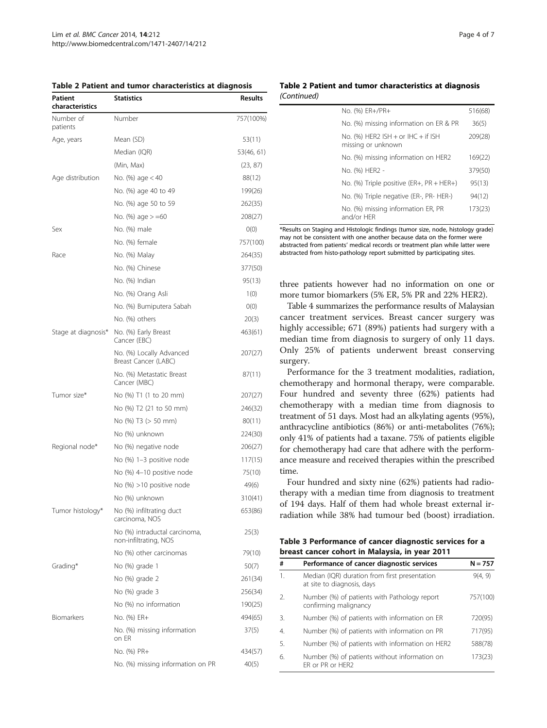**Table 2 Patient and tumor characteristics at diagnosis**

| Patient characteristics | Statistics | Results |
|---|---|---|
| Number of patients | Number | 757(100%) |
| Age, years | Mean (SD) | 53(11) |
| | Median (IQR) | 53(46, 61) |
| | (Min, Max) | (23, 87) |
| Age distribution | No. (%) age < 40 | 88(12) |
| | No. (%) age 40 to 49 | 199(26) |
| | No. (%) age 50 to 59 | 262(35) |
| | No. (%) age > =60 | 208(27) |
| Sex | No. (%) male | 0(0) |
| | No. (%) female | 757(100) |
| Race | No. (%) Malay | 264(35) |
| | No. (%) Chinese | 377(50) |
| | No. (%) Indian | 95(13) |
| | No. (%) Orang Asli | 1(0) |
| | No. (%) Bumiputera Sabah | 0(0) |
| | No. (%) others | 20(3) |
| Stage at diagnosis* | No. (%) Early Breast Cancer (EBC) | 463(61) |
| | No. (%) Locally Advanced Breast Cancer (LABC) | 207(27) |
| | No. (%) Metastatic Breast Cancer (MBC) | 87(11) |
| Tumor size* | No (%) T1 (1 to 20 mm) | 207(27) |
| | No (%) T2 (21 to 50 mm) | 246(32) |
| | No (%) T3 (> 50 mm) | 80(11) |
| | No (%) unknown | 224(30) |
| Regional node* | No (%) negative node | 206(27) |
| | No (%) 1–3 positive node | 117(15) |
| | No (%) 4–10 positive node | 75(10) |
| | No (%) >10 positive node | 49(6) |
| | No (%) unknown | 310(41) |
| Tumor histology* | No (%) infiltrating duct carcinoma, NOS | 653(86) |
| | No (%) intraductal carcinoma, non-infiltrating, NOS | 25(3) |
| | No (%) other carcinomas | 79(10) |
| Grading* | No (%) grade 1 | 50(7) |
| | No (%) grade 2 | 261(34) |
| | No (%) grade 3 | 256(34) |
| | No (%) no information | 190(25) |
| Biomarkers | No. (%) ER+ | 494(65) |
| | No. (%) missing information on ER | 37(5) |
| | No. (%) PR+ | 434(57) |
| | No. (%) missing information on PR | 40(5) |
| | No. (%) ER+/PR+ | 516(68) |
| | No. (%) missing information on ER & PR | 36(5) |
| | No. (%) HER2 ISH + or IHC + if ISH missing or unknown | 209(28) |
| | No. (%) missing information on HER2 | 169(22) |
| | No. (%) HER2 - | 379(50) |
| | No. (%) Triple positive (ER+, PR + HER+) | 95(13) |
| | No. (%) Triple negative (ER-, PR- HER-) | 94(12) |
| | No. (%) missing information ER, PR and/or HER | 173(23) |

*Results on Staging and Histologic findings (tumor size, node, histology grade) may not be consistent with one another because data on the former were abstracted from patients' medical records or treatment plan while latter were abstracted from histo-pathology report submitted by participating sites.

three patients however had no information on one or more tumor biomarkers (5% ER, 5% PR and 22% HER2).

Table 4 summarizes the performance results of Malaysian cancer treatment services. Breast cancer surgery was highly accessible; 671 (89%) patients had surgery with a median time from diagnosis to surgery of only 11 days. Only 25% of patients underwent breast conserving surgery.

Performance for the 3 treatment modalities, radiation, chemotherapy and hormonal therapy, were comparable. Four hundred and seventy three (62%) patients had chemotherapy with a median time from diagnosis to treatment of 51 days. Most had an alkylating agents (95%), anthracycline antibiotics (86%) or anti-metabolites (76%); only 41% of patients had a taxane. 75% of patients eligible for chemotherapy had care that adhere with the performance measure and received therapies within the prescribed time.

Four hundred and sixty nine (62%) patients had radiotherapy with a median time from diagnosis to treatment of 194 days. Half of them had whole breast external irradiation while 38% had tumour bed (boost) irradiation.

**Table 3 Performance of cancer diagnostic services for a breast cancer cohort in Malaysia, in year 2011**

| # | Performance of cancer diagnostic services | N = 757 |
|---|---|---|
| 1. | Median (IQR) duration from first presentation at site to diagnosis, days | 9(4, 9) |
| 2. | Number (%) of patients with Pathology report confirming malignancy | 757(100) |
| 3. | Number (%) of patients with information on ER | 720(95) |
| 4. | Number (%) of patients with information on PR | 717(95) |
| 5. | Number (%) of patients with information on HER2 | 588(78) |
| 6. | Number (%) of patients without information on ER or PR or HER2 | 173(23) |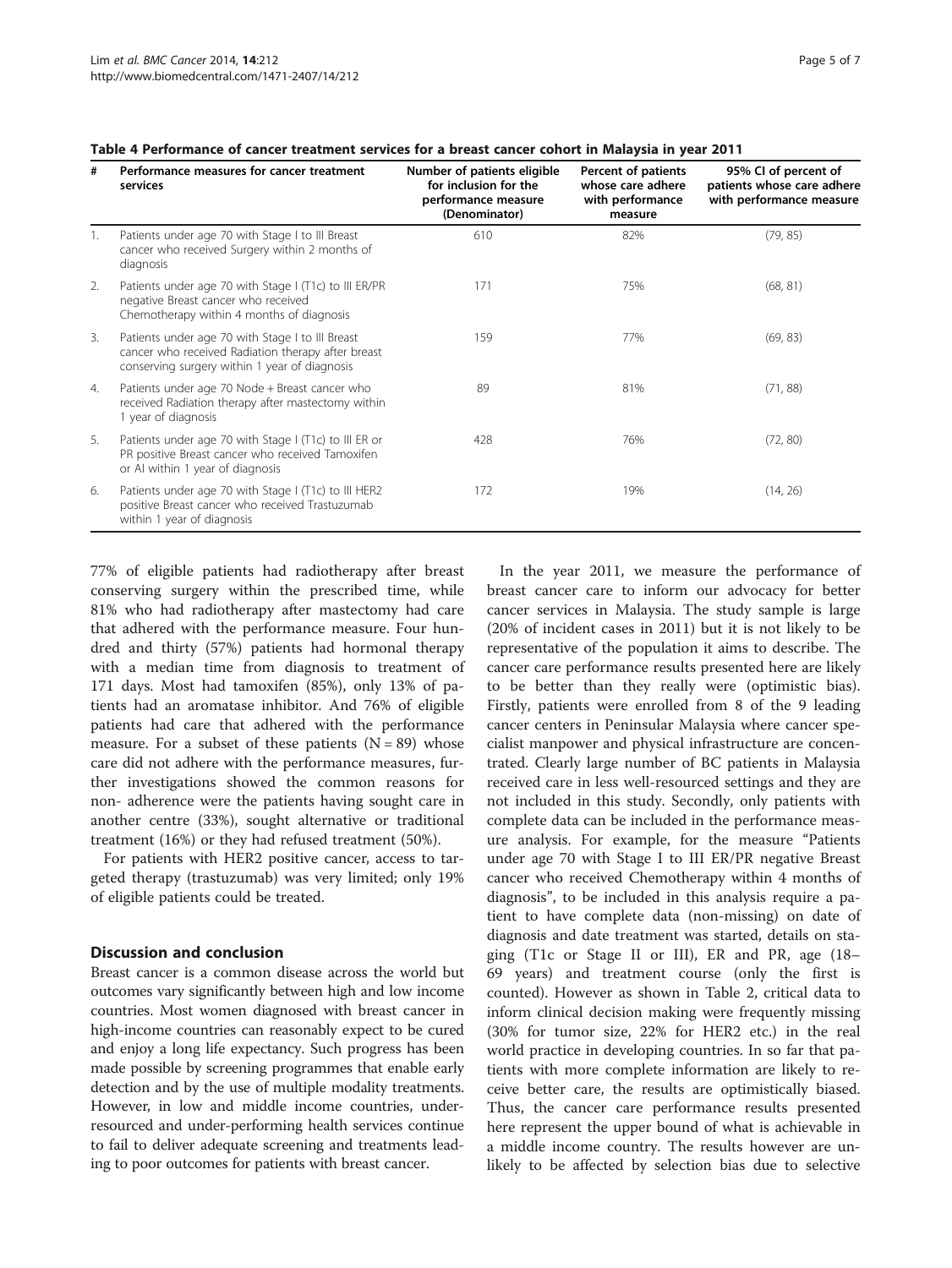**Table 4 Performance of cancer treatment services for a breast cancer cohort in Malaysia in year 2011**

| # | Performance measures for cancer treatment services | Number of patients eligible for inclusion for the performance measure (Denominator) | Percent of patients whose care adhere with performance measure | 95% CI of percent of patients whose care adhere with performance measure |
|---|---|---|---|---|
| 1. | Patients under age 70 with Stage I to III Breast cancer who received Surgery within 2 months of diagnosis | 610 | 82% | (79, 85) |
| 2. | Patients under age 70 with Stage I (T1c) to III ER/PR negative Breast cancer who received Chemotherapy within 4 months of diagnosis | 171 | 75% | (68, 81) |
| 3. | Patients under age 70 with Stage I to III Breast cancer who received Radiation therapy after breast conserving surgery within 1 year of diagnosis | 159 | 77% | (69, 83) |
| 4. | Patients under age 70 Node + Breast cancer who received Radiation therapy after mastectomy within 1 year of diagnosis | 89 | 81% | (71, 88) |
| 5. | Patients under age 70 with Stage I (T1c) to III ER or PR positive Breast cancer who received Tamoxifen or AI within 1 year of diagnosis | 428 | 76% | (72, 80) |
| 6. | Patients under age 70 with Stage I (T1c) to III HER2 positive Breast cancer who received Trastuzumab within 1 year of diagnosis | 172 | 19% | (14, 26) |

77% of eligible patients had radiotherapy after breast conserving surgery within the prescribed time, while 81% who had radiotherapy after mastectomy had care that adhered with the performance measure. Four hundred and thirty (57%) patients had hormonal therapy with a median time from diagnosis to treatment of 171 days. Most had tamoxifen (85%), only 13% of patients had an aromatase inhibitor. And 76% of eligible patients had care that adhered with the performance measure. For a subset of these patients (N = 89) whose care did not adhere with the performance measures, further investigations showed the common reasons for non- adherence were the patients having sought care in another centre (33%), sought alternative or traditional treatment (16%) or they had refused treatment (50%).

For patients with HER2 positive cancer, access to targeted therapy (trastuzumab) was very limited; only 19% of eligible patients could be treated.

## Discussion and conclusion

Breast cancer is a common disease across the world but outcomes vary significantly between high and low income countries. Most women diagnosed with breast cancer in high-income countries can reasonably expect to be cured and enjoy a long life expectancy. Such progress has been made possible by screening programmes that enable early detection and by the use of multiple modality treatments. However, in low and middle income countries, under-resourced and under-performing health services continue to fail to deliver adequate screening and treatments leading to poor outcomes for patients with breast cancer.

In the year 2011, we measure the performance of breast cancer care to inform our advocacy for better cancer services in Malaysia. The study sample is large (20% of incident cases in 2011) but it is not likely to be representative of the population it aims to describe. The cancer care performance results presented here are likely to be better than they really were (optimistic bias). Firstly, patients were enrolled from 8 of the 9 leading cancer centers in Peninsular Malaysia where cancer specialist manpower and physical infrastructure are concentrated. Clearly large number of BC patients in Malaysia received care in less well-resourced settings and they are not included in this study. Secondly, only patients with complete data can be included in the performance measure analysis. For example, for the measure "Patients under age 70 with Stage I to III ER/PR negative Breast cancer who received Chemotherapy within 4 months of diagnosis", to be included in this analysis require a patient to have complete data (non-missing) on date of diagnosis and date treatment was started, details on staging (T1c or Stage II or III), ER and PR, age (18–69 years) and treatment course (only the first is counted). However as shown in Table 2, critical data to inform clinical decision making were frequently missing (30% for tumor size, 22% for HER2 etc.) in the real world practice in developing countries. In so far that patients with more complete information are likely to receive better care, the results are optimistically biased. Thus, the cancer care performance results presented here represent the upper bound of what is achievable in a middle income country. The results however are unlikely to be affected by selection bias due to selective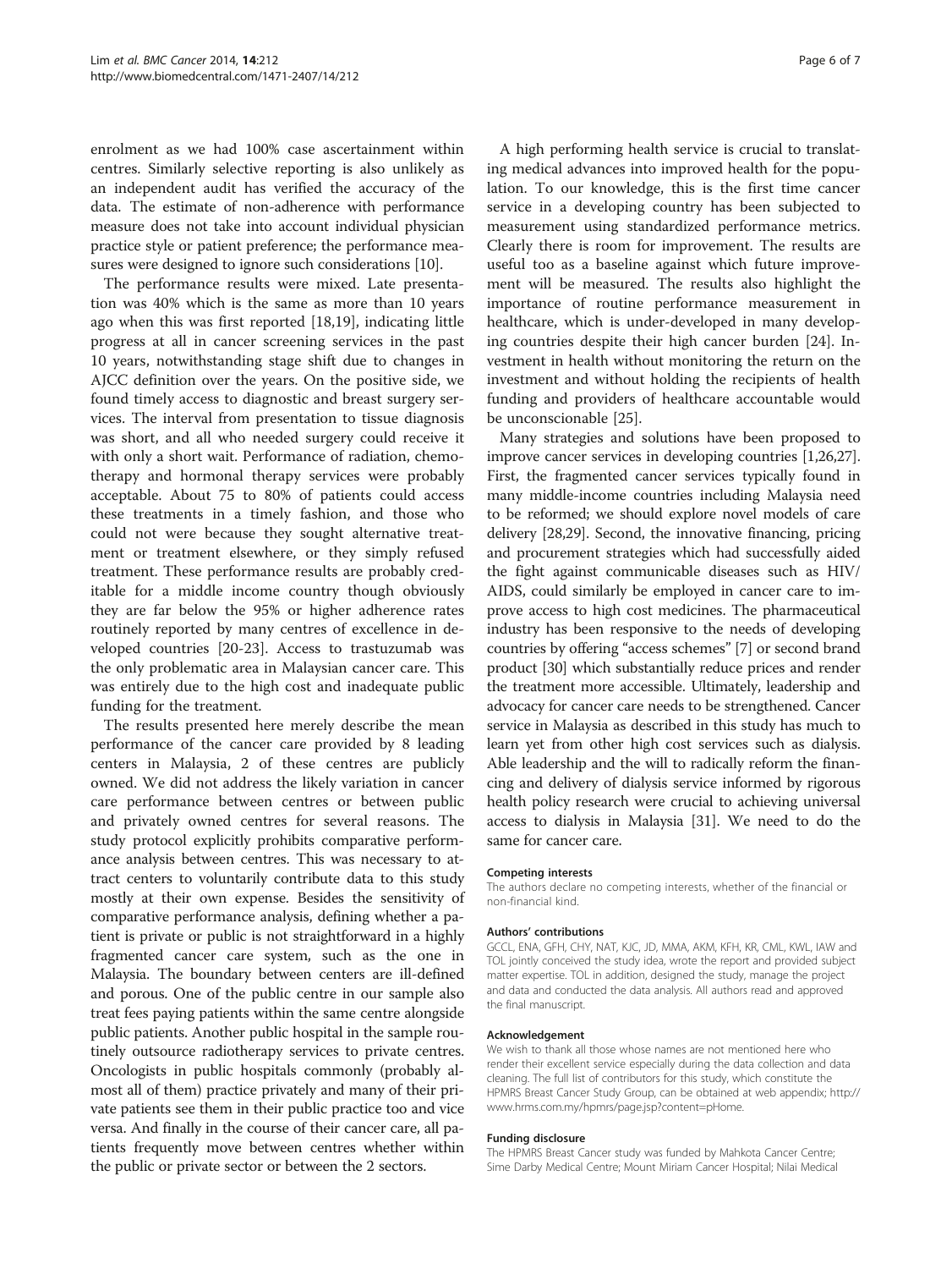enrolment as we had 100% case ascertainment within centres. Similarly selective reporting is also unlikely as an independent audit has verified the accuracy of the data. The estimate of non-adherence with performance measure does not take into account individual physician practice style or patient preference; the performance measures were designed to ignore such considerations [10].

The performance results were mixed. Late presentation was 40% which is the same as more than 10 years ago when this was first reported [18,19], indicating little progress at all in cancer screening services in the past 10 years, notwithstanding stage shift due to changes in AJCC definition over the years. On the positive side, we found timely access to diagnostic and breast surgery services. The interval from presentation to tissue diagnosis was short, and all who needed surgery could receive it with only a short wait. Performance of radiation, chemotherapy and hormonal therapy services were probably acceptable. About 75 to 80% of patients could access these treatments in a timely fashion, and those who could not were because they sought alternative treatment or treatment elsewhere, or they simply refused treatment. These performance results are probably creditable for a middle income country though obviously they are far below the 95% or higher adherence rates routinely reported by many centres of excellence in developed countries [20-23]. Access to trastuzumab was the only problematic area in Malaysian cancer care. This was entirely due to the high cost and inadequate public funding for the treatment.

The results presented here merely describe the mean performance of the cancer care provided by 8 leading centers in Malaysia, 2 of these centres are publicly owned. We did not address the likely variation in cancer care performance between centres or between public and privately owned centres for several reasons. The study protocol explicitly prohibits comparative performance analysis between centres. This was necessary to attract centers to voluntarily contribute data to this study mostly at their own expense. Besides the sensitivity of comparative performance analysis, defining whether a patient is private or public is not straightforward in a highly fragmented cancer care system, such as the one in Malaysia. The boundary between centers are ill-defined and porous. One of the public centre in our sample also treat fees paying patients within the same centre alongside public patients. Another public hospital in the sample routinely outsource radiotherapy services to private centres. Oncologists in public hospitals commonly (probably almost all of them) practice privately and many of their private patients see them in their public practice too and vice versa. And finally in the course of their cancer care, all patients frequently move between centres whether within the public or private sector or between the 2 sectors.

A high performing health service is crucial to translating medical advances into improved health for the population. To our knowledge, this is the first time cancer service in a developing country has been subjected to measurement using standardized performance metrics. Clearly there is room for improvement. The results are useful too as a baseline against which future improvement will be measured. The results also highlight the importance of routine performance measurement in healthcare, which is under-developed in many developing countries despite their high cancer burden [24]. Investment in health without monitoring the return on the investment and without holding the recipients of health funding and providers of healthcare accountable would be unconscionable [25].

Many strategies and solutions have been proposed to improve cancer services in developing countries [1,26,27]. First, the fragmented cancer services typically found in many middle-income countries including Malaysia need to be reformed; we should explore novel models of care delivery [28,29]. Second, the innovative financing, pricing and procurement strategies which had successfully aided the fight against communicable diseases such as HIV/AIDS, could similarly be employed in cancer care to improve access to high cost medicines. The pharmaceutical industry has been responsive to the needs of developing countries by offering "access schemes" [7] or second brand product [30] which substantially reduce prices and render the treatment more accessible. Ultimately, leadership and advocacy for cancer care needs to be strengthened. Cancer service in Malaysia as described in this study has much to learn yet from other high cost services such as dialysis. Able leadership and the will to radically reform the financing and delivery of dialysis service informed by rigorous health policy research were crucial to achieving universal access to dialysis in Malaysia [31]. We need to do the same for cancer care.

#### Competing interests

The authors declare no competing interests, whether of the financial or non-financial kind.

#### Authors' contributions

GCCL, ENA, GFH, CHY, NAT, KJC, JD, MMA, AKM, KFH, KR, CML, KWL, IAW and TOL jointly conceived the study idea, wrote the report and provided subject matter expertise. TOL in addition, designed the study, manage the project and data and conducted the data analysis. All authors read and approved the final manuscript.

#### Acknowledgement

We wish to thank all those whose names are not mentioned here who render their excellent service especially during the data collection and data cleaning. The full list of contributors for this study, which constitute the HPMRS Breast Cancer Study Group, can be obtained at web appendix; http://www.hrms.com.my/hpmrs/page.jsp?content=pHome.

#### Funding disclosure

The HPMRS Breast Cancer study was funded by Mahkota Cancer Centre; Sime Darby Medical Centre; Mount Miriam Cancer Hospital; Nilai Medical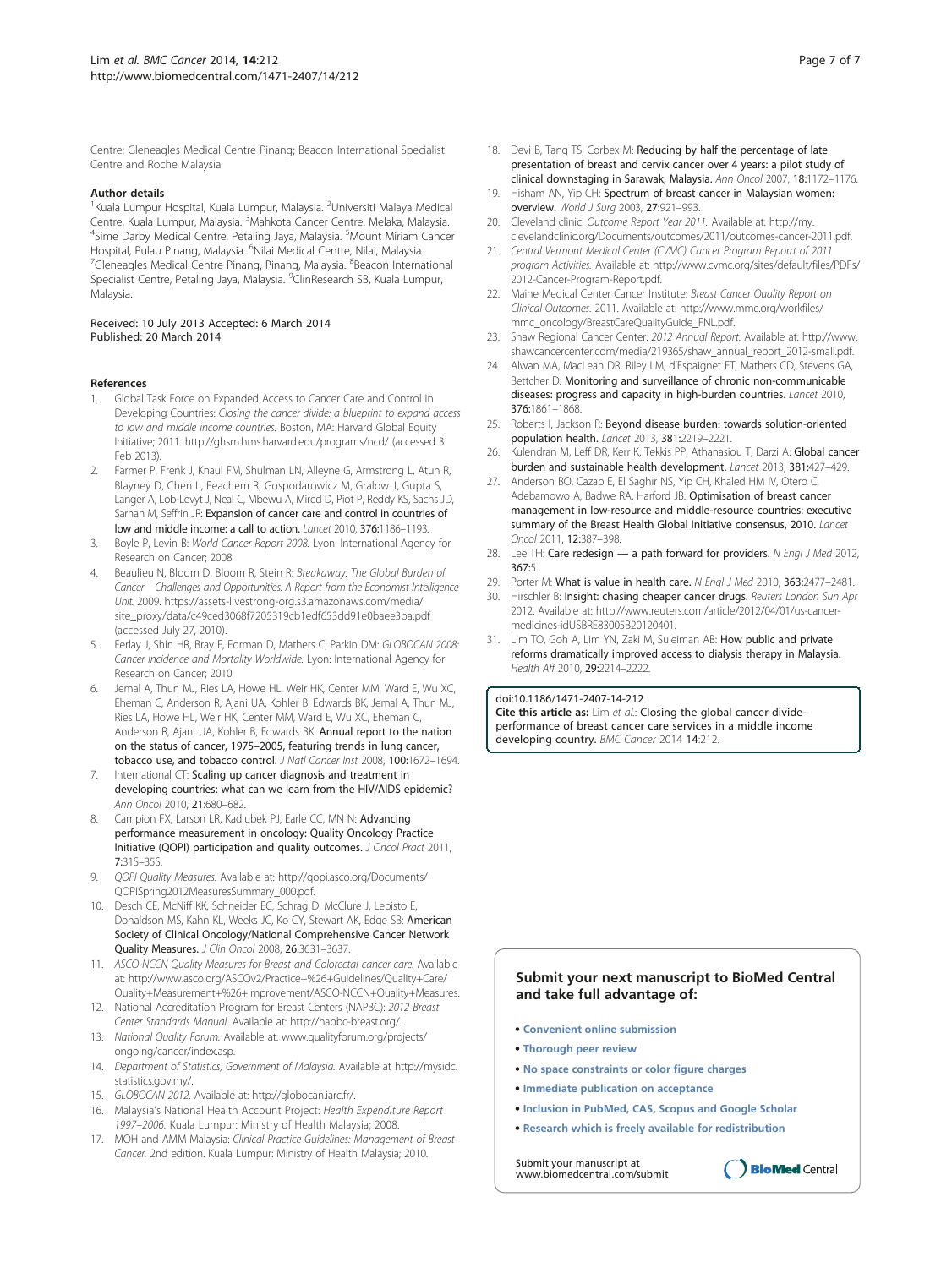Centre; Gleneagles Medical Centre Pinang; Beacon International Specialist Centre and Roche Malaysia.

### Author details

[1]Kuala Lumpur Hospital, Kuala Lumpur, Malaysia. [2]Universiti Malaya Medical Centre, Kuala Lumpur, Malaysia. [3]Mahkota Cancer Centre, Melaka, Malaysia. [4]Sime Darby Medical Centre, Petaling Jaya, Malaysia. [5]Mount Miriam Cancer Hospital, Pulau Pinang, Malaysia. [6]Nilai Medical Centre, Nilai, Malaysia. [7]Gleneagles Medical Centre Pinang, Pinang, Malaysia. [8]Beacon International Specialist Centre, Petaling Jaya, Malaysia. [9]ClinResearch SB, Kuala Lumpur, Malaysia.

Received: 10 July 2013 Accepted: 6 March 2014
Published: 20 March 2014

### References

1. Global Task Force on Expanded Access to Cancer Care and Control in Developing Countries: *Closing the cancer divide: a blueprint to expand access to low and middle income countries.* Boston, MA: Harvard Global Equity Initiative; 2011. http://ghsm.hms.harvard.edu/programs/ncd/ (accessed 3 Feb 2013).
2. Farmer P, Frenk J, Knaul FM, Shulman LN, Alleyne G, Armstrong L, Atun R, Blayney D, Chen L, Feachem R, Gospodarowicz M, Gralow J, Gupta S, Langer A, Lob-Levyt J, Neal C, Mbewu A, Mired D, Piot P, Reddy KS, Sachs JD, Sarhan M, Seffrin JR: **Expansion of cancer care and control in countries of low and middle income: a call to action.** *Lancet* 2010, **376**:1186–1193.
3. Boyle P, Levin B: *World Cancer Report 2008.* Lyon: International Agency for Research on Cancer; 2008.
4. Beaulieu N, Bloom D, Bloom R, Stein R: *Breakaway: The Global Burden of Cancer—Challenges and Opportunities. A Report from the Economist Intelligence Unit.* 2009. https://assets-livestrong-org.s3.amazonaws.com/media/site_proxy/data/c49ced3068f7205319cb1edf653dd91e0baee3ba.pdf (accessed July 27, 2010).
5. Ferlay J, Shin HR, Bray F, Forman D, Mathers C, Parkin DM: *GLOBOCAN 2008: Cancer Incidence and Mortality Worldwide.* Lyon: International Agency for Research on Cancer; 2010.
6. Jemal A, Thun MJ, Ries LA, Howe HL, Weir HK, Center MM, Ward E, Wu XC, Eheman C, Anderson R, Ajani UA, Kohler B, Edwards BK, Jemal A, Thun MJ, Ries LA, Howe HL, Weir HK, Center MM, Ward E, Wu XC, Eheman C, Anderson R, Ajani UA, Kohler B, Edwards BK: **Annual report to the nation on the status of cancer, 1975–2005, featuring trends in lung cancer, tobacco use, and tobacco control.** *J Natl Cancer Inst* 2008, **100**:1672–1694.
7. International CT: **Scaling up cancer diagnosis and treatment in developing countries: what can we learn from the HIV/AIDS epidemic?** *Ann Oncol* 2010, **21**:680–682.
8. Campion FX, Larson LR, Kadlubek PJ, Earle CC, MN N: **Advancing performance measurement in oncology: Quality Oncology Practice Initiative (QOPI) participation and quality outcomes.** *J Oncol Pract* 2011, **7**:31S–35S.
9. *QOPI Quality Measures.* Available at: http://qopi.asco.org/Documents/QOPISpring2012MeasuresSummary_000.pdf.
10. Desch CE, McNiff KK, Schneider EC, Schrag D, McClure J, Lepisto E, Donaldson MS, Kahn KL, Weeks JC, Ko CY, Stewart AK, Edge SB: **American Society of Clinical Oncology/National Comprehensive Cancer Network Quality Measures.** *J Clin Oncol* 2008, **26**:3631–3637.
11. *ASCO-NCCN Quality Measures for Breast and Colorectal cancer care.* Available at: http://www.asco.org/ASCOv2/Practice+%26+Guidelines/Quality+Care/Quality+Measurement+%26+Improvement/ASCO-NCCN+Quality+Measures.
12. National Accreditation Program for Breast Centers (NAPBC): *2012 Breast Center Standards Manual.* Available at: http://napbc-breast.org/.
13. *National Quality Forum.* Available at: www.qualityforum.org/projects/ongoing/cancer/index.asp.
14. *Department of Statistics, Government of Malaysia.* Available at http://mysidc.statistics.gov.my/.
15. *GLOBOCAN 2012.* Available at: http://globocan.iarc.fr/.
16. Malaysia's National Health Account Project: *Health Expenditure Report 1997–2006.* Kuala Lumpur: Ministry of Health Malaysia; 2008.
17. MOH and AMM Malaysia: *Clinical Practice Guidelines: Management of Breast Cancer.* 2nd edition. Kuala Lumpur: Ministry of Health Malaysia; 2010.
18. Devi B, Tang TS, Corbex M: **Reducing by half the percentage of late presentation of breast and cervix cancer over 4 years: a pilot study of clinical downstaging in Sarawak, Malaysia.** *Ann Oncol* 2007, **18**:1172–1176.
19. Hisham AN, Yip CH: **Spectrum of breast cancer in Malaysian women: overview.** *World J Surg* 2003, **27**:921–993.
20. Cleveland clinic: *Outcome Report Year 2011.* Available at: http://my.clevelandclinic.org/Documents/outcomes/2011/outcomes-cancer-2011.pdf.
21. *Central Vermont Medical Center (CVMC) Cancer Program Reporrt of 2011 program Activities.* Available at: http://www.cvmc.org/sites/default/files/PDFs/2012-Cancer-Program-Report.pdf.
22. Maine Medical Center Cancer Institute: *Breast Cancer Quality Report on Clinical Outcomes.* 2011. Available at: http://www.mmc.org/workfiles/mmc_oncology/BreastCareQualityGuide_FNL.pdf.
23. Shaw Regional Cancer Center: *2012 Annual Report.* Available at: http://www.shawcancercenter.com/media/219365/shaw_annual_report_2012-small.pdf.
24. Alwan MA, MacLean DR, Riley LM, d'Espaignet ET, Mathers CD, Stevens GA, Bettcher D: **Monitoring and surveillance of chronic non-communicable diseases: progress and capacity in high-burden countries.** *Lancet* 2010, **376**:1861–1868.
25. Roberts I, Jackson R: **Beyond disease burden: towards solution-oriented population health.** *Lancet* 2013, **381**:2219–2221.
26. Kulendran M, Leff DR, Kerr K, Tekkis PP, Athanasiou T, Darzi A: **Global cancer burden and sustainable health development.** *Lancet* 2013, **381**:427–429.
27. Anderson BO, Cazap E, El Saghir NS, Yip CH, Khaled HM IV, Otero C, Adebamowo A, Badwe RA, Harford JB: **Optimisation of breast cancer management in low-resource and middle-resource countries: executive summary of the Breast Health Global Initiative consensus, 2010.** *Lancet Oncol* 2011, **12**:387–398.
28. Lee TH: **Care redesign — a path forward for providers.** *N Engl J Med* 2012, **367**:5.
29. Porter M: **What is value in health care.** *N Engl J Med* 2010, **363**:2477–2481.
30. Hirschler B: **Insight: chasing cheaper cancer drugs.** *Reuters London Sun Apr* 2012. Available at: http://www.reuters.com/article/2012/04/01/us-cancer-medicines-idUSBRE83005B20120401.
31. Lim TO, Goh A, Lim YN, Zaki M, Suleiman AB: **How public and private reforms dramatically improved access to dialysis therapy in Malaysia.** *Health Aff* 2010, **29**:2214–2222.

doi:10.1186/1471-2407-14-212
**Cite this article as:** Lim *et al.*: Closing the global cancer divide-performance of breast cancer care services in a middle income developing country. *BMC Cancer* 2014 **14**:212.

**Submit your next manuscript to BioMed Central and take full advantage of:**

- **Convenient online submission**
- **Thorough peer review**
- **No space constraints or color figure charges**
- **Immediate publication on acceptance**
- **Inclusion in PubMed, CAS, Scopus and Google Scholar**
- **Research which is freely available for redistribution**

Submit your manuscript at
www.biomedcentral.com/submit

BioMed Central